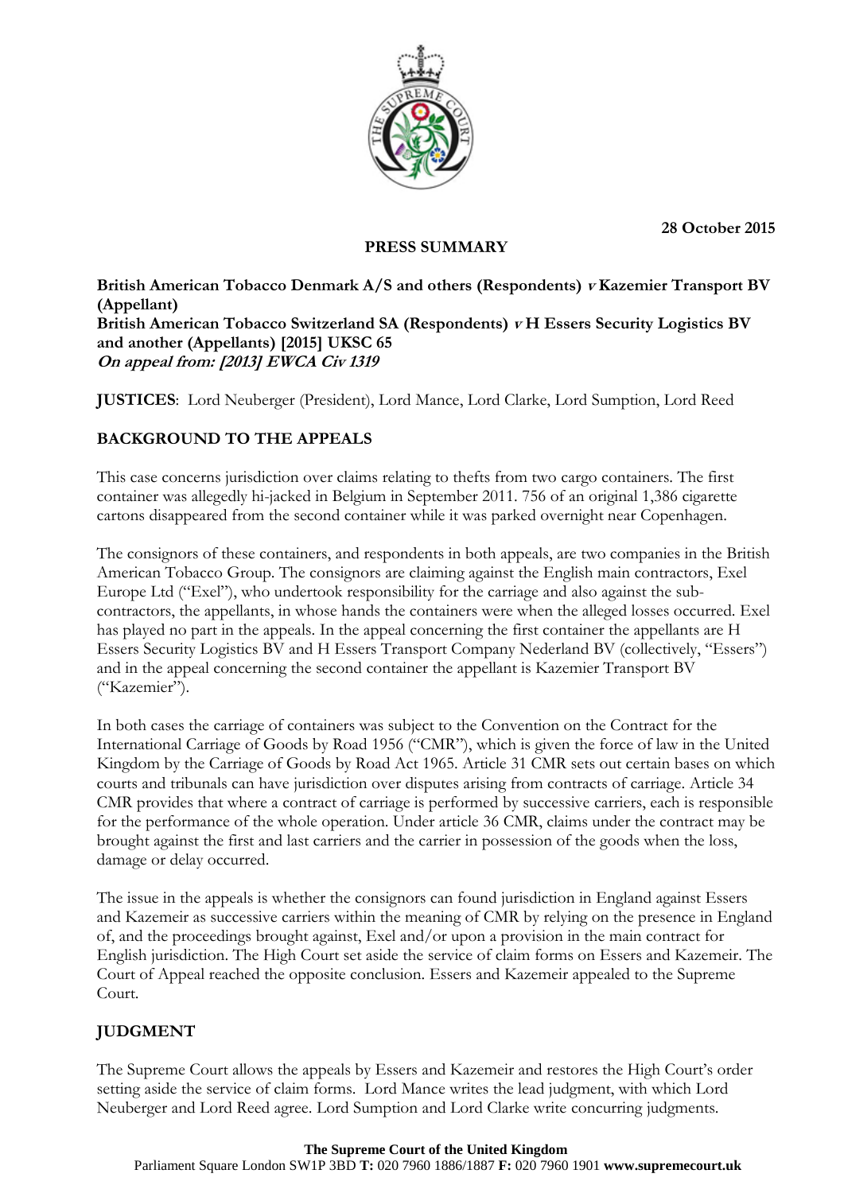28 October 2015

**PRESS SUMMARY**

**British American Tobacco Denmark A/S and others (Respondents) *v* Kazemier Transport BV (Appellant)**
**British American Tobacco Switzerland SA (Respondents) *v* H Essers Security Logistics BV and another (Appellants) [2015] UKSC 65**
***On appeal from: [2013] EWCA Civ 1319***

**JUSTICES**: Lord Neuberger (President), Lord Mance, Lord Clarke, Lord Sumption, Lord Reed

## BACKGROUND TO THE APPEALS

This case concerns jurisdiction over claims relating to thefts from two cargo containers. The first container was allegedly hi-jacked in Belgium in September 2011. 756 of an original 1,386 cigarette cartons disappeared from the second container while it was parked overnight near Copenhagen.

The consignors of these containers, and respondents in both appeals, are two companies in the British American Tobacco Group. The consignors are claiming against the English main contractors, Exel Europe Ltd ("Exel"), who undertook responsibility for the carriage and also against the sub-contractors, the appellants, in whose hands the containers were when the alleged losses occurred. Exel has played no part in the appeals. In the appeal concerning the first container the appellants are H Essers Security Logistics BV and H Essers Transport Company Nederland BV (collectively, "Essers") and in the appeal concerning the second container the appellant is Kazemier Transport BV ("Kazemier").

In both cases the carriage of containers was subject to the Convention on the Contract for the International Carriage of Goods by Road 1956 ("CMR"), which is given the force of law in the United Kingdom by the Carriage of Goods by Road Act 1965. Article 31 CMR sets out certain bases on which courts and tribunals can have jurisdiction over disputes arising from contracts of carriage. Article 34 CMR provides that where a contract of carriage is performed by successive carriers, each is responsible for the performance of the whole operation. Under article 36 CMR, claims under the contract may be brought against the first and last carriers and the carrier in possession of the goods when the loss, damage or delay occurred.

The issue in the appeals is whether the consignors can found jurisdiction in England against Essers and Kazemeir as successive carriers within the meaning of CMR by relying on the presence in England of, and the proceedings brought against, Exel and/or upon a provision in the main contract for English jurisdiction. The High Court set aside the service of claim forms on Essers and Kazemeir. The Court of Appeal reached the opposite conclusion. Essers and Kazemeir appealed to the Supreme Court.

## JUDGMENT

The Supreme Court allows the appeals by Essers and Kazemeir and restores the High Court's order setting aside the service of claim forms. Lord Mance writes the lead judgment, with which Lord Neuberger and Lord Reed agree. Lord Sumption and Lord Clarke write concurring judgments.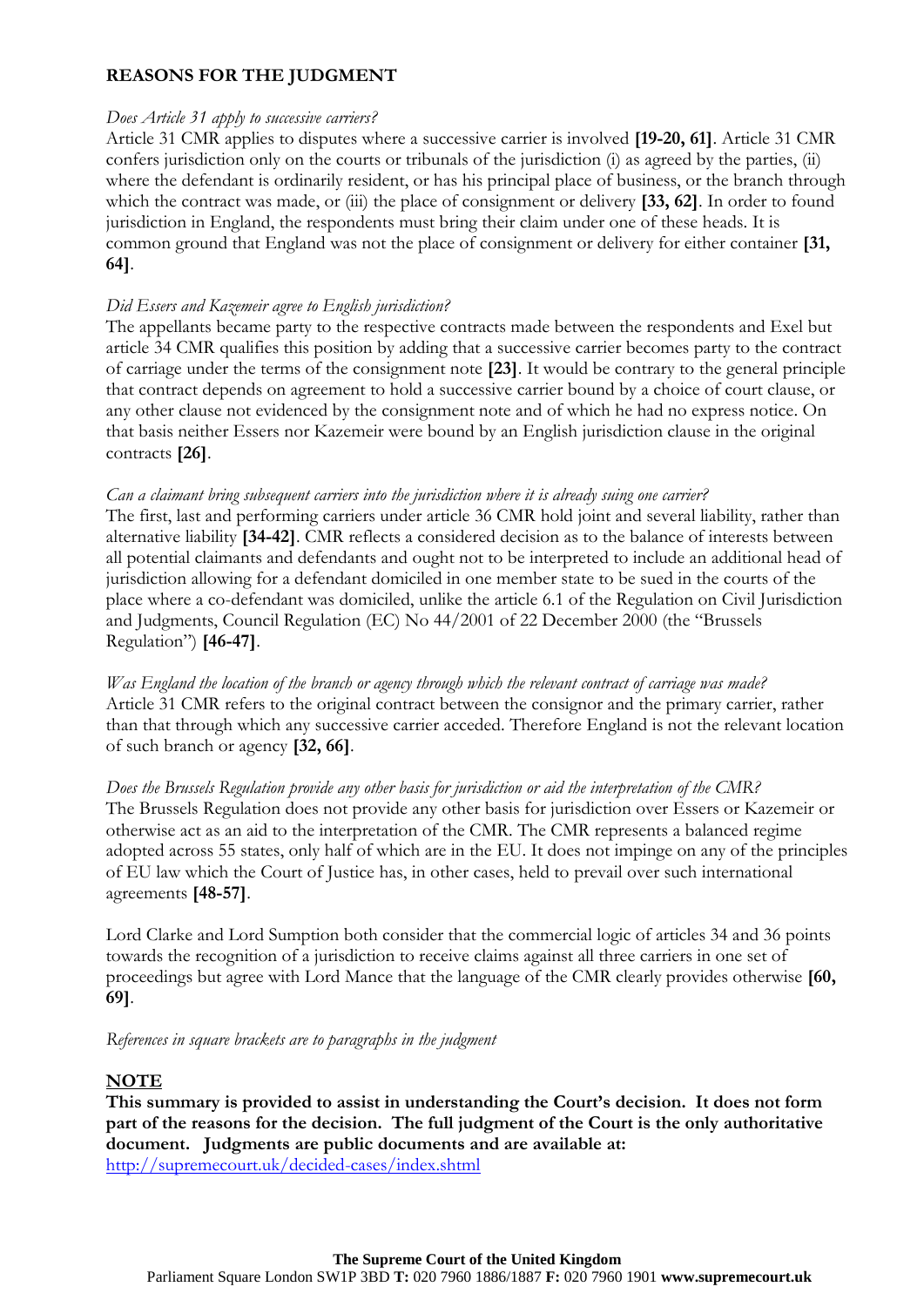**REASONS FOR THE JUDGMENT**

*Does Article 31 apply to successive carriers?*

Article 31 CMR applies to disputes where a successive carrier is involved **[19-20, 61]**. Article 31 CMR confers jurisdiction only on the courts or tribunals of the jurisdiction (i) as agreed by the parties, (ii) where the defendant is ordinarily resident, or has his principal place of business, or the branch through which the contract was made, or (iii) the place of consignment or delivery **[33, 62]**. In order to found jurisdiction in England, the respondents must bring their claim under one of these heads. It is common ground that England was not the place of consignment or delivery for either container **[31, 64]**.

*Did Essers and Kazemeir agree to English jurisdiction?*

The appellants became party to the respective contracts made between the respondents and Exel but article 34 CMR qualifies this position by adding that a successive carrier becomes party to the contract of carriage under the terms of the consignment note **[23]**. It would be contrary to the general principle that contract depends on agreement to hold a successive carrier bound by a choice of court clause, or any other clause not evidenced by the consignment note and of which he had no express notice. On that basis neither Essers nor Kazemeir were bound by an English jurisdiction clause in the original contracts **[26]**.

*Can a claimant bring subsequent carriers into the jurisdiction where it is already suing one carrier?*

The first, last and performing carriers under article 36 CMR hold joint and several liability, rather than alternative liability **[34-42]**. CMR reflects a considered decision as to the balance of interests between all potential claimants and defendants and ought not to be interpreted to include an additional head of jurisdiction allowing for a defendant domiciled in one member state to be sued in the courts of the place where a co-defendant was domiciled, unlike the article 6.1 of the Regulation on Civil Jurisdiction and Judgments, Council Regulation (EC) No 44/2001 of 22 December 2000 (the "Brussels Regulation") **[46-47]**.

*Was England the location of the branch or agency through which the relevant contract of carriage was made?*

Article 31 CMR refers to the original contract between the consignor and the primary carrier, rather than that through which any successive carrier acceded. Therefore England is not the relevant location of such branch or agency **[32, 66]**.

*Does the Brussels Regulation provide any other basis for jurisdiction or aid the interpretation of the CMR?*

The Brussels Regulation does not provide any other basis for jurisdiction over Essers or Kazemeir or otherwise act as an aid to the interpretation of the CMR. The CMR represents a balanced regime adopted across 55 states, only half of which are in the EU. It does not impinge on any of the principles of EU law which the Court of Justice has, in other cases, held to prevail over such international agreements **[48-57]**.

Lord Clarke and Lord Sumption both consider that the commercial logic of articles 34 and 36 points towards the recognition of a jurisdiction to receive claims against all three carriers in one set of proceedings but agree with Lord Mance that the language of the CMR clearly provides otherwise **[60, 69]**.

*References in square brackets are to paragraphs in the judgment*

**NOTE**

**This summary is provided to assist in understanding the Court's decision. It does not form part of the reasons for the decision. The full judgment of the Court is the only authoritative document. Judgments are public documents and are available at:**
http://supremecourt.uk/decided-cases/index.shtml

**The Supreme Court of the United Kingdom**
Parliament Square London SW1P 3BD **T:** 020 7960 1886/1887 **F:** 020 7960 1901 **www.supremecourt.uk**